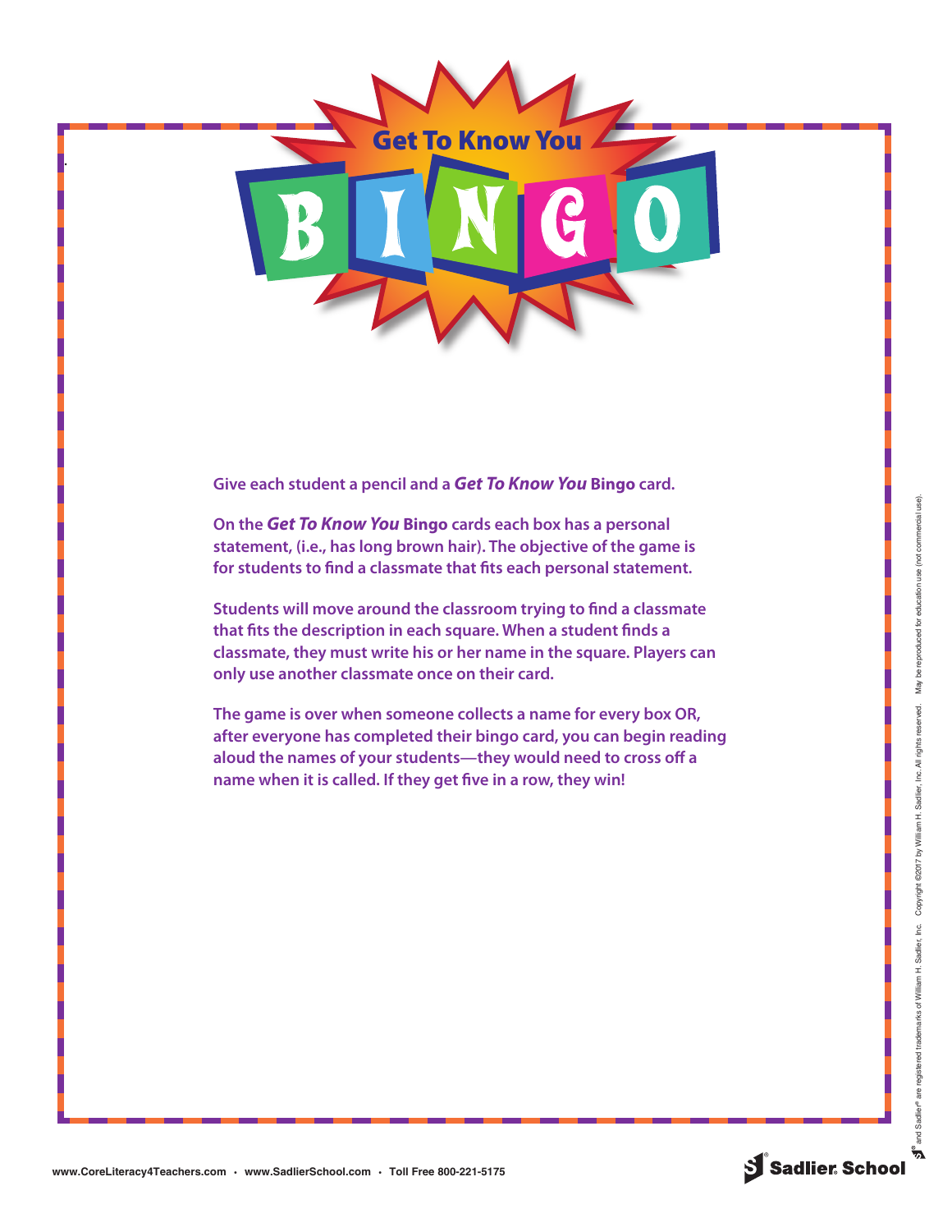# Get To Know You BINGO

Give each student a pencil and a ***Get To Know You*** **Bingo** card.

On the ***Get To Know You*** **Bingo** cards each box has a personal statement, (i.e., has long brown hair). The objective of the game is for students to find a classmate that fits each personal statement.

Students will move around the classroom trying to find a classmate that fits the description in each square. When a student finds a classmate, they must write his or her name in the square. Players can only use another classmate once on their card.

The game is over when someone collects a name for every box OR, after everyone has completed their bingo card, you can begin reading aloud the names of your students—they would need to cross off a name when it is called. If they get five in a row, they win!

www.CoreLiteracy4Teachers.com • www.SadlierSchool.com • Toll Free 800-221-5175

Sadlier School

® and Sadlier® are registered trademarks of William H. Sadlier, Inc. Copyright ©2017 by William H. Sadlier, Inc. All rights reserved. May be reproduced for education use (not commercial use).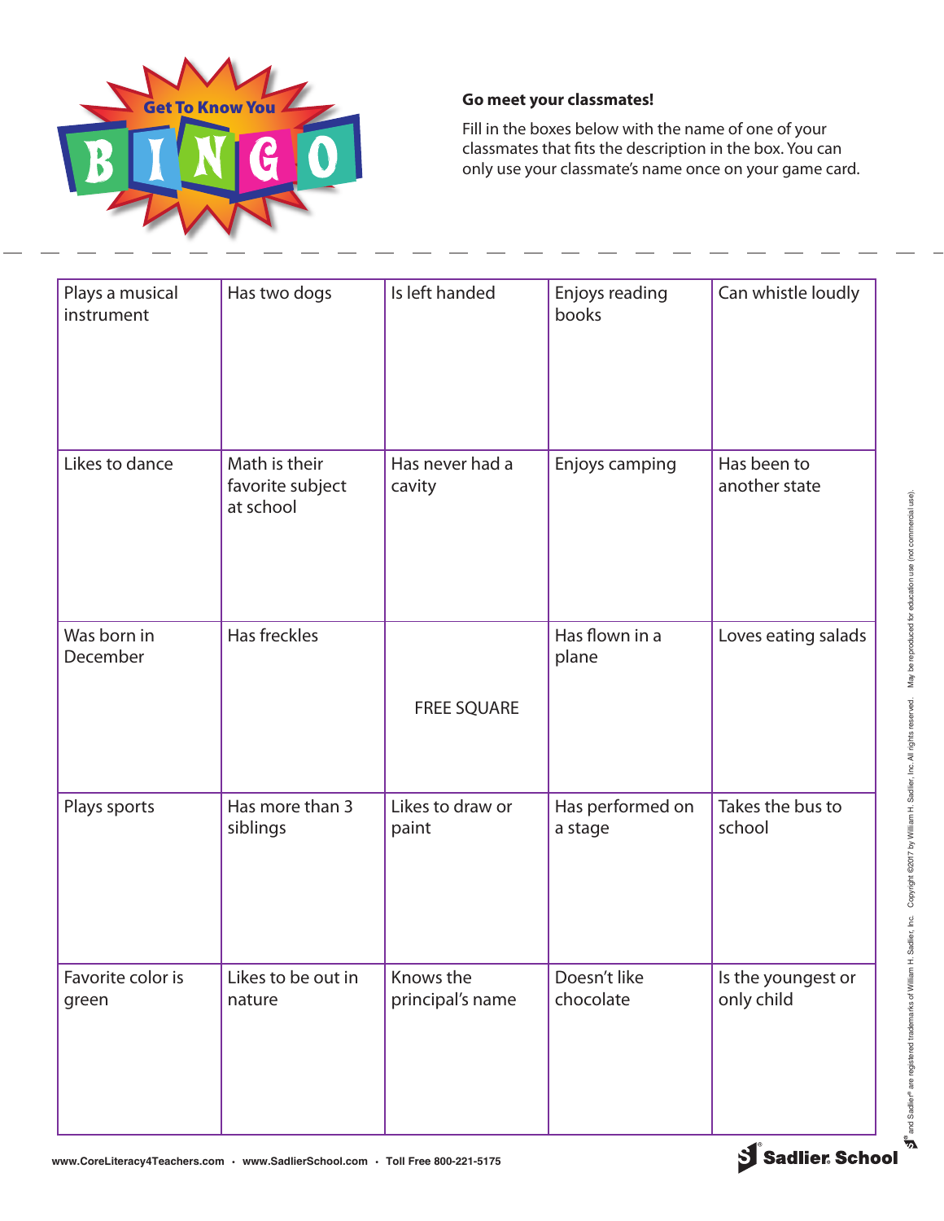# Get To Know You BINGO

**Go meet your classmates!**

Fill in the boxes below with the name of one of your classmates that fits the description in the box. You can only use your classmate's name once on your game card.

| | | | | |
|---|---|---|---|---|
| Plays a musical instrument | Has two dogs | Is left handed | Enjoys reading books | Can whistle loudly |
| Likes to dance | Math is their favorite subject at school | Has never had a cavity | Enjoys camping | Has been to another state |
| Was born in December | Has freckles | FREE SQUARE | Has flown in a plane | Loves eating salads |
| Plays sports | Has more than 3 siblings | Likes to draw or paint | Has performed on a stage | Takes the bus to school |
| Favorite color is green | Likes to be out in nature | Knows the principal's name | Doesn't like chocolate | Is the youngest or only child |

www.CoreLiteracy4Teachers.com · www.SadlierSchool.com · Toll Free 800-221-5175

Sadlier School

and Sadlier® are registered trademarks of William H. Sadlier, Inc. Copyright ©2017 by William H. Sadlier, Inc. All rights reserved. May be reproduced for education use (not commercial use).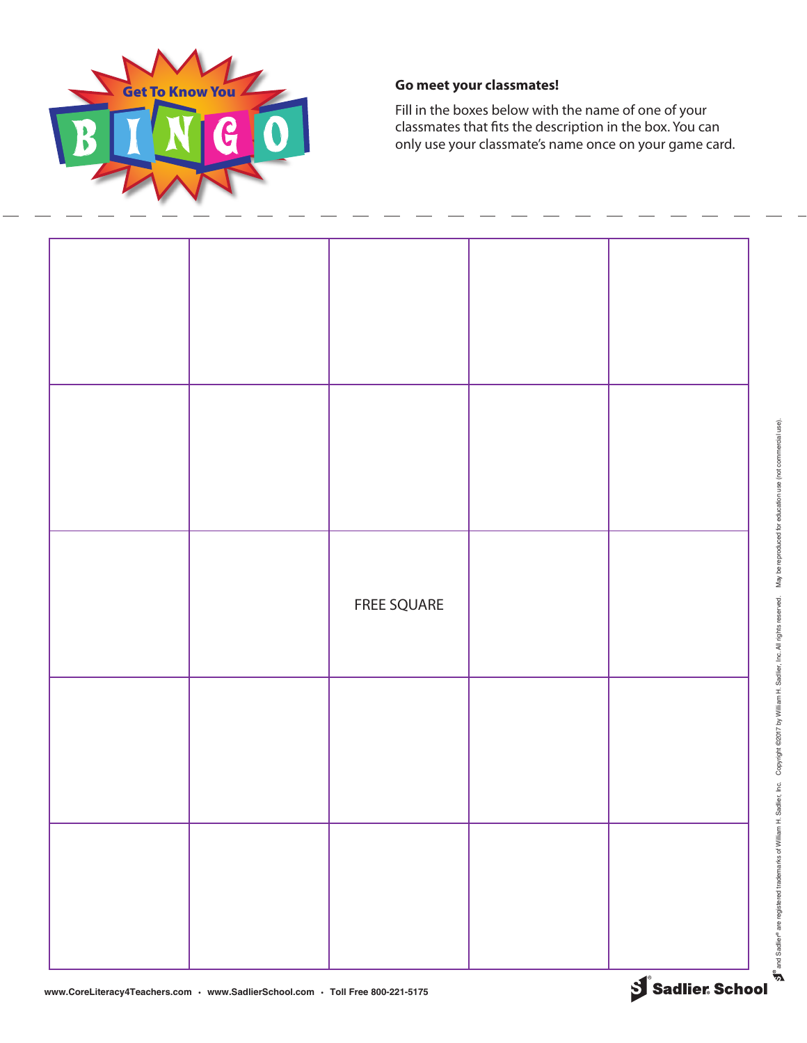# Get To Know You BINGO

**Go meet your classmates!**

Fill in the boxes below with the name of one of your classmates that fits the description in the box. You can only use your classmate's name once on your game card.

| | | | | |
|---|---|---|---|---|
| | | | | |
| | | | | |
| | | FREE SQUARE | | |
| | | | | |
| | | | | |

www.CoreLiteracy4Teachers.com • www.SadlierSchool.com • Toll Free 800-221-5175

Sadlier School

and Sadlier® are registered trademarks of William H. Sadlier, Inc. Copyright ©2017 by William H. Sadlier, Inc. All rights reserved. May be reproduced for education use (not commercial use).